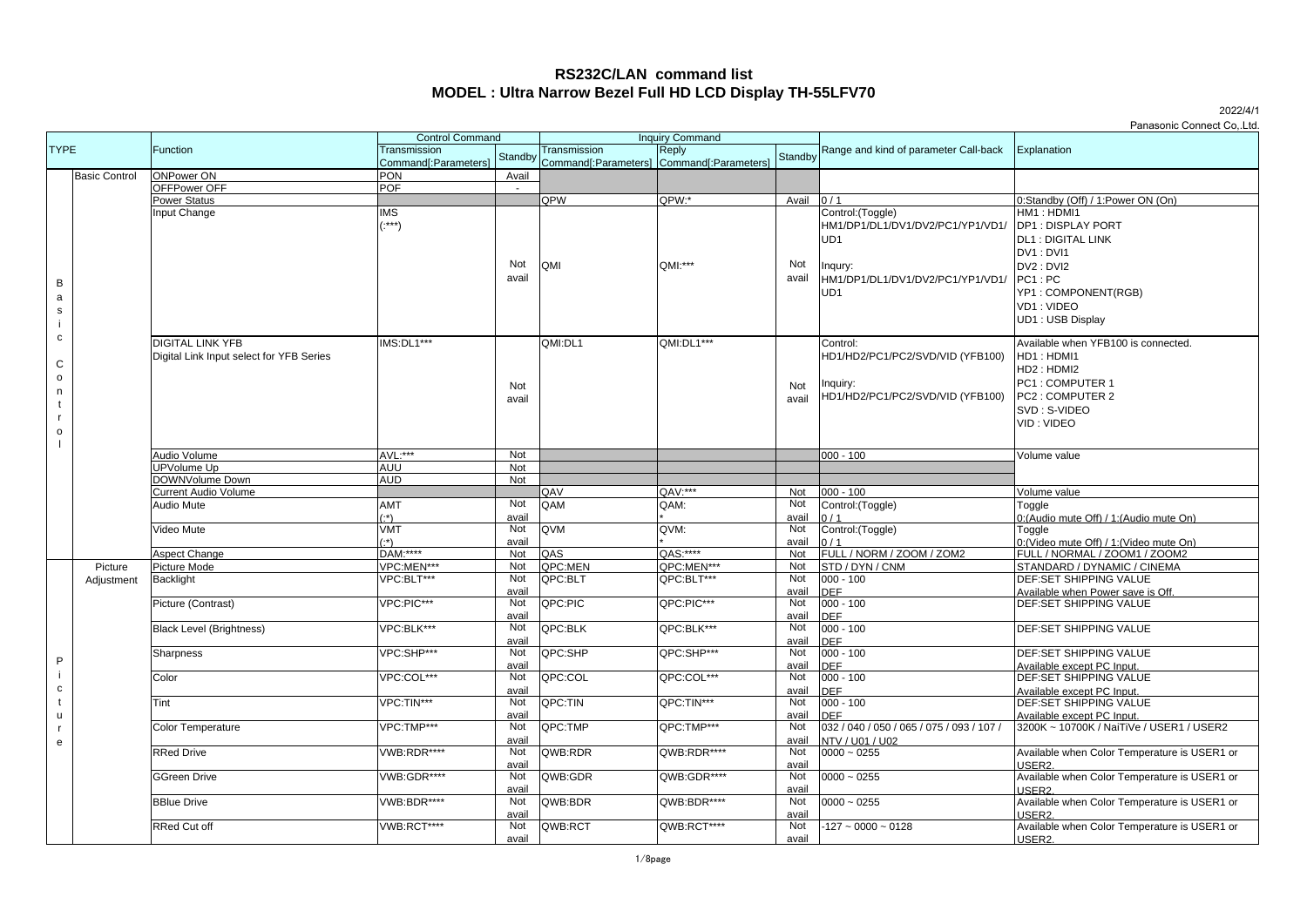# RS232C/LAN command list
## MODEL : Ultra Narrow Bezel Full HD LCD Display TH-55LFV70

2022/4/1
Panasonic Connect Co,.Ltd.

| TYPE | | Function | Control Command | | Inquiry Command | | | Range and kind of parameter Call-back | Explanation |
|---|---|---|---|---|---|---|---|---|---|
| | | | Transmission Command[:Parameters] | Standby | Transmission Command[:Parameters] | Reply Command[:Parameters] | Standby | | |
| Basic Control | Basic Control | ONPower ON | PON | Avail | | | | | |
| | | OFFPower OFF | POF | - | | | | | |
| | | Power Status | | | QPW | QPW:* | Avail | 0 / 1 | 0:Standby (Off) / 1:Power ON (On) |
| | | Input Change | IMS (:***) | Not avail | QMI | QMI:*** | Not avail | Control:(Toggle) HM1/DP1/DL1/DV1/DV2/PC1/YP1/VD1/UD1 Inqury: HM1/DP1/DL1/DV1/DV2/PC1/YP1/VD1/UD1 | HM1 : HDMI1 DP1 : DISPLAY PORT DL1 : DIGITAL LINK DV1 : DVI1 DV2 : DVI2 PC1 : PC YP1 : COMPONENT(RGB) VD1 : VIDEO UD1 : USB Display |
| | | DIGITAL LINK YFB Digital Link Input select for YFB Series | IMS:DL1*** | Not avail | QMI:DL1 | QMI:DL1*** | Not avail | Control: HD1/HD2/PC1/PC2/SVD/VID (YFB100) Inquiry: HD1/HD2/PC1/PC2/SVD/VID (YFB100) | Available when YFB100 is connected. HD1 : HDMI1 HD2 : HDMI2 PC1 : COMPUTER 1 PC2 : COMPUTER 2 SVD : S-VIDEO VID : VIDEO |
| | | Audio Volume | AVL:*** | Not | | | | 000 - 100 | Volume value |
| | | UPVolume Up | AUU | Not | | | | | |
| | | DOWNVolume Down | AUD | Not | | | | | |
| | | Current Audio Volume | | | QAV | QAV:*** | Not | 000 - 100 | Volume value |
| | | Audio Mute | AMT (:*) | Not avail | QAM | QAM: * | Not avail | Control:(Toggle) 0 / 1 | Toggle 0:(Audio mute Off) / 1:(Audio mute On) |
| | | Video Mute | VMT (:*) | Not avail | QVM | QVM: * | Not avail | Control:(Toggle) 0 / 1 | Toggle 0:(Video mute Off) / 1:(Video mute On) |
| | | Aspect Change | DAM:**** | Not | QAS | QAS:**** | Not | FULL / NORM / ZOOM / ZOM2 | FULL / NORMAL / ZOOM1 / ZOOM2 |
| Picture | Picture Adjustment | Picture Mode | VPC:MEN*** | Not | QPC:MEN | QPC:MEN*** | Not | STD / DYN / CNM | STANDARD / DYNAMIC / CINEMA |
| | | Backlight | VPC:BLT*** | Not avail | QPC:BLT | QPC:BLT*** | Not avail | 000 - 100 DEF | DEF:SET SHIPPING VALUE Available when Power save is Off. |
| | | Picture (Contrast) | VPC:PIC*** | Not avail | QPC:PIC | QPC:PIC*** | Not avail | 000 - 100 DEF | DEF:SET SHIPPING VALUE |
| | | Black Level (Brightness) | VPC:BLK*** | Not avail | QPC:BLK | QPC:BLK*** | Not avail | 000 - 100 DEF | DEF:SET SHIPPING VALUE |
| | | Sharpness | VPC:SHP*** | Not avail | QPC:SHP | QPC:SHP*** | Not avail | 000 - 100 DEF | DEF:SET SHIPPING VALUE Available except PC Input. |
| | | Color | VPC:COL*** | Not avail | QPC:COL | QPC:COL*** | Not avail | 000 - 100 DEF | DEF:SET SHIPPING VALUE Available except PC Input. |
| | | Tint | VPC:TIN*** | Not avail | QPC:TIN | QPC:TIN*** | Not avail | 000 - 100 DEF | DEF:SET SHIPPING VALUE Available except PC Input. |
| | | Color Temperature | VPC:TMP*** | Not avail | QPC:TMP | QPC:TMP*** | Not avail | 032 / 040 / 050 / 065 / 075 / 093 / 107 / NTV / U01 / U02 | 3200K ~ 10700K / NaiTiVe / USER1 / USER2 |
| | | RRed Drive | VWB:RDR**** | Not avail | QWB:RDR | QWB:RDR**** | Not avail | 0000 ~ 0255 | Available when Color Temperature is USER1 or USER2. |
| | | GGreen Drive | VWB:GDR**** | Not avail | QWB:GDR | QWB:GDR**** | Not avail | 0000 ~ 0255 | Available when Color Temperature is USER1 or USER2. |
| | | BBlue Drive | VWB:BDR**** | Not avail | QWB:BDR | QWB:BDR**** | Not avail | 0000 ~ 0255 | Available when Color Temperature is USER1 or USER2. |
| | | RRed Cut off | VWB:RCT**** | Not avail | QWB:RCT | QWB:RCT**** | Not avail | -127 ~ 0000 ~ 0128 | Available when Color Temperature is USER1 or USER2. |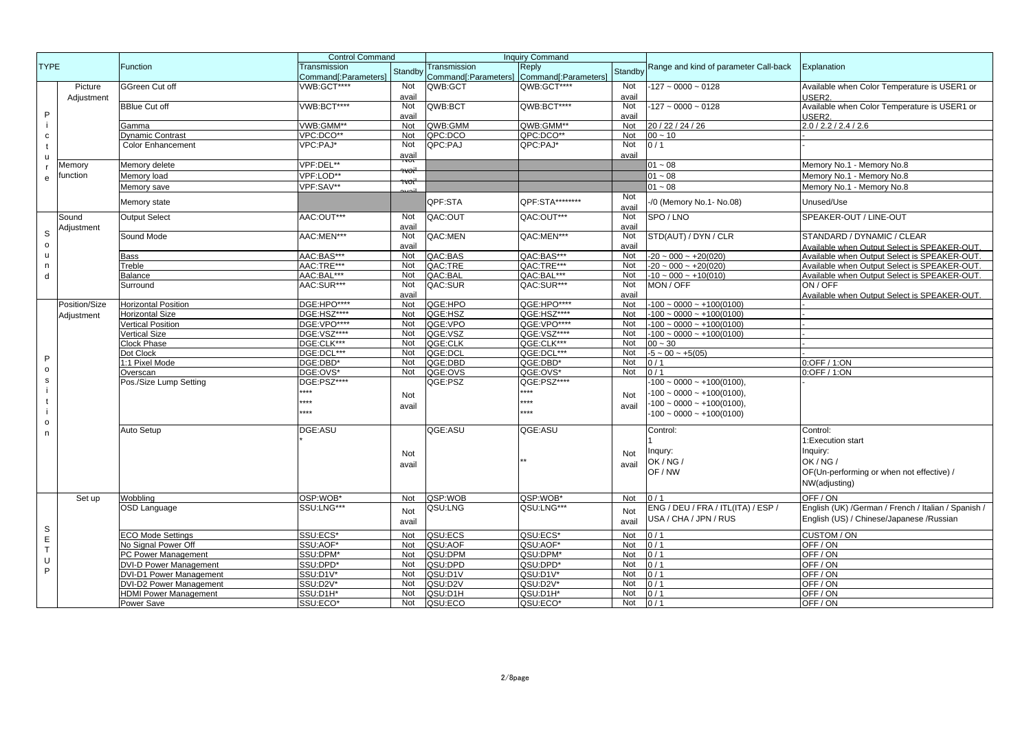| TYPE | | Function | Control Command | | Inquiry Command | | | Range and kind of parameter Call-back | Explanation |
|---|---|---|---|---|---|---|---|---|---|
| | | | Transmission Command[:Parameters] | Standby | Transmission Command[:Parameters] | Reply Command[:Parameters] | Standby | | |
| Picture | Picture Adjustment | GGreen Cut off | VWB:GCT**** | Not avail | QWB:GCT | QWB:GCT**** | Not avail | -127 ~ 0000 ~ 0128 | Available when Color Temperature is USER1 or USER2. |
| | | BBlue Cut off | VWB:BCT**** | Not avail | QWB:BCT | QWB:BCT**** | Not avail | -127 ~ 0000 ~ 0128 | Available when Color Temperature is USER1 or USER2. |
| | | Gamma | VWB:GMM** | Not | QWB:GMM | QWB:GMM** | Not | 20 / 22 / 24 / 26 | 2.0 / 2.2 / 2.4 / 2.6 |
| | | Dynamic Contrast | VPC:DCO** | Not | QPC:DCO | QPC:DCO** | Not | 00 ~ 10 | - |
| | | Color Enhancement | VPC:PAJ* | Not avail | QPC:PAJ | QPC:PAJ* | Not avail | 0 / 1 | - |
| | Memory function | Memory delete | VPF:DEL** | Not avail | | | | 01 ~ 08 | Memory No.1 - Memory No.8 |
| | | Memory load | VPF:LOD** | Not avail | | | | 01 ~ 08 | Memory No.1 - Memory No.8 |
| | | Memory save | VPF:SAV** | Not avail | | | | 01 ~ 08 | Memory No.1 - Memory No.8 |
| | | Memory state | | | QPF:STA | QPF:STA******** | Not avail | -/0 (Memory No.1- No.08) | Unused/Use |
| Sound | Sound Adjustment | Output Select | AAC:OUT*** | Not avail | QAC:OUT | QAC:OUT*** | Not avail | SPO / LNO | SPEAKER-OUT / LINE-OUT |
| | | Sound Mode | AAC:MEN*** | Not avail | QAC:MEN | QAC:MEN*** | Not avail | STD(AUT) / DYN / CLR | STANDARD / DYNAMIC / CLEAR Available when Output Select is SPEAKER-OUT. |
| | | Bass | AAC:BAS*** | Not | QAC:BAS | QAC:BAS*** | Not | -20 ~ 000 ~ +20(020) | Available when Output Select is SPEAKER-OUT. |
| | | Treble | AAC:TRE*** | Not | QAC:TRE | QAC:TRE*** | Not | -20 ~ 000 ~ +20(020) | Available when Output Select is SPEAKER-OUT. |
| | | Balance | AAC:BAL*** | Not | QAC:BAL | QAC:BAL*** | Not | -10 ~ 000 ~ +10(010) | Available when Output Select is SPEAKER-OUT. |
| | | Surround | AAC:SUR*** | Not avail | QAC:SUR | QAC:SUR*** | Not avail | MON / OFF | ON / OFF Available when Output Select is SPEAKER-OUT. |
| Position | Position/Size Adjustment | Horizontal Position | DGE:HPO**** | Not | QGE:HPO | QGE:HPO**** | Not | -100 ~ 0000 ~ +100(0100) | - |
| | | Horizontal Size | DGE:HSZ**** | Not | QGE:HSZ | QGE:HSZ**** | Not | -100 ~ 0000 ~ +100(0100) | - |
| | | Vertical Position | DGE:VPO**** | Not | QGE:VPO | QGE:VPO**** | Not | -100 ~ 0000 ~ +100(0100) | - |
| | | Vertical Size | DGE:VSZ**** | Not | QGE:VSZ | QGE:VSZ**** | Not | -100 ~ 0000 ~ +100(0100) | - |
| | | Clock Phase | DGE:CLK*** | Not | QGE:CLK | QGE:CLK*** | Not | 00 ~ 30 | - |
| | | Dot Clock | DGE:DCL*** | Not | QGE:DCL | QGE:DCL*** | Not | -5 ~ 00 ~ +5(05) | - |
| | | 1:1 Pixel Mode | DGE:DBD* | Not | QGE:DBD | QGE:DBD* | Not | 0 / 1 | 0:OFF / 1:ON |
| | | Overscan | DGE:OVS* | Not | QGE:OVS | QGE:OVS* | Not | 0 / 1 | 0:OFF / 1:ON |
| | | Pos./Size Lump Setting | DGE:PSZ**** **** **** **** | Not avail | QGE:PSZ | QGE:PSZ**** **** **** **** | Not avail | -100 ~ 0000 ~ +100(0100), -100 ~ 0000 ~ +100(0100), -100 ~ 0000 ~ +100(0100), -100 ~ 0000 ~ +100(0100) | - |
| | | Auto Setup | DGE:ASU * | Not avail | QGE:ASU | QGE:ASU ** | Not avail | Control: 1 Inqury: OK / NG / OF / NW | Control: 1:Execution start Inquiry: OK / NG / OF(Un-performing or when not effective) / NW(adjusting) |
| SETUP | Set up | Wobbling | OSP:WOB* | Not | QSP:WOB | QSP:WOB* | Not | 0 / 1 | OFF / ON |
| | | OSD Language | SSU:LNG*** | Not avail | QSU:LNG | QSU:LNG*** | Not avail | ENG / DEU / FRA / ITL(ITA) / ESP / USA / CHA / JPN / RUS | English (UK) /German / French / Italian / Spanish / English (US) / Chinese/Japanese /Russian |
| | | ECO Mode Settings | SSU:ECS* | Not | QSU:ECS | QSU:ECS* | Not | 0 / 1 | CUSTOM / ON |
| | | No Signal Power Off | SSU:AOF* | Not | QSU:AOF | QSU:AOF* | Not | 0 / 1 | OFF / ON |
| | | PC Power Management | SSU:DPM* | Not | QSU:DPM | QSU:DPM* | Not | 0 / 1 | OFF / ON |
| | | DVI-D Power Management | SSU:DPD* | Not | QSU:DPD | QSU:DPD* | Not | 0 / 1 | OFF / ON |
| | | DVI-D1 Power Management | SSU:D1V* | Not | QSU:D1V | QSU:D1V* | Not | 0 / 1 | OFF / ON |
| | | DVI-D2 Power Management | SSU:D2V* | Not | QSU:D2V | QSU:D2V* | Not | 0 / 1 | OFF / ON |
| | | HDMI Power Management | SSU:D1H* | Not | QSU:D1H | QSU:D1H* | Not | 0 / 1 | OFF / ON |
| | | Power Save | SSU:ECO* | Not | QSU:ECO | QSU:ECO* | Not | 0 / 1 | OFF / ON |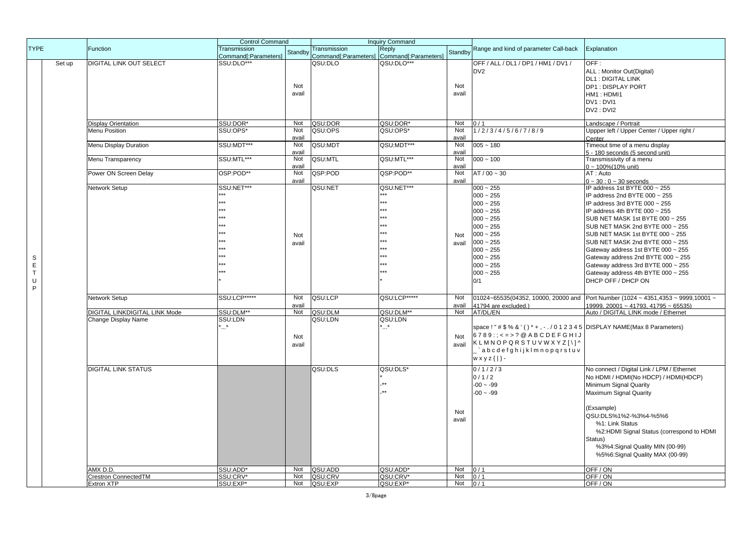| TYPE | | Function | Control Command | | Inquiry Command | | | Range and kind of parameter Call-back | Explanation |
|---|---|---|---|---|---|---|---|---|---|
| | | | Transmission Command[:Parameters] | Standby | Transmission Command[:Parameters] | Reply Command[:Parameters] | Standby | | |
| SETUP | Set up | DIGITAL LINK OUT SELECT | SSU:DLO*** | Not avail | QSU:DLO | QSU:DLO*** | Not avail | OFF / ALL / DL1 / DP1 / HM1 / DV1 / DV2 | OFF :<br>ALL : Monitor Out(Digital)<br>DL1 : DIGITAL LINK<br>DP1 : DISPLAY PORT<br>HM1 : HDMI1<br>DV1 : DVI1<br>DV2 : DVI2 |
| | | Display Orientation | SSU:DOR* | Not | QSU:DOR | QSU:DOR* | Not | 0 / 1 | Landscape / Portrait |
| | | Menu Position | SSU:OPS* | Not avail | QSU:OPS | QSU:OPS* | Not avail | 1 / 2 / 3 / 4 / 5 / 6 / 7 / 8 / 9 | Uppper left / Upper Center / Upper right / Center |
| | | Menu Display Duration | SSU:MDT*** | Not avail | QSU:MDT | QSU:MDT*** | Not avail | 005 ~ 180 | Timeout time of a menu display<br>5 - 180 seconds (5 second unit) |
| | | Menu Transparency | SSU:MTL*** | Not avail | QSU:MTL | QSU:MTL*** | Not avail | 000 ~ 100 | Transmissivity of a menu<br>0 ~ 100%(10% unit) |
| | | Power ON Screen Delay | OSP:POD** | Not avail | QSP:POD | QSP:POD** | Not avail | AT / 00 ~ 30 | AT : Auto<br>0 ~ 30 : 0 ~ 30 seconds |
| | | Network Setup | SSU:NET***<br>***<br>***<br>***<br>***<br>***<br>***<br>***<br>***<br>***<br>***<br>***<br>* | Not avail | QSU:NET | QSU:NET***<br>***<br>***<br>***<br>***<br>***<br>***<br>***<br>***<br>***<br>***<br>***<br>* | Not avail | 000 ~ 255<br>000 ~ 255<br>000 ~ 255<br>000 ~ 255<br>000 ~ 255<br>000 ~ 255<br>000 ~ 255<br>000 ~ 255<br>000 ~ 255<br>000 ~ 255<br>000 ~ 255<br>000 ~ 255<br>0/1 | IP address 1st BYTE 000 ~ 255<br>IP address 2nd BYTE 000 ~ 255<br>IP address 3rd BYTE 000 ~ 255<br>IP address 4th BYTE 000 ~ 255<br>SUB NET MASK 1st BYTE 000 ~ 255<br>SUB NET MASK 2nd BYTE 000 ~ 255<br>SUB NET MASK 1st BYTE 000 ~ 255<br>SUB NET MASK 2nd BYTE 000 ~ 255<br>Gateway address 1st BYTE 000 ~ 255<br>Gateway address 2nd BYTE 000 ~ 255<br>Gateway address 3rd BYTE 000 ~ 255<br>Gateway address 4th BYTE 000 ~ 255<br>DHCP OFF / DHCP ON |
| | | Network Setup | SSU:LCP***** | Not avail | QSU:LCP | QSU:LCP***** | Not avail | 01024~65535(04352, 10000, 20000 and 41794 are excluded.) | Port Number (1024 ~ 4351,4353 ~ 9999,10001 ~ 19999, 20001 ~ 41793, 41795 ~ 65535) |
| | | DIGITAL LINKDIGITAL LINK Mode | SSU:DLM** | Not | QSU:DLM | QSU:DLM** | Not | AT/DL/EN | Auto / DIGITAL LINK mode / Ethernet |
| | | Change Display Name | SSU:LDN<br>*...* | Not avail | QSU:LDN | QSU:LDN<br>*...* | Not avail | space ! " # $ % & ' ( ) * + , - . / 0 1 2 3 4 5 6 7 8 9 : ; < = > ? @ A B C D E F G H I J K L M N O P Q R S T U V W X Y Z [ \ ] ^ _ ` a b c d e f g h i j k l m n o p q r s t u v w x y z { \| } - | DISPLAY NAME(Max 8 Parameters) |
| | | DIGITAL LINK STATUS | | | QSU:DLS | QSU:DLS*<br>*<br>-**<br>-** | Not avail | 0 / 1 / 2 / 3<br>0 / 1 / 2<br>-00 ~ -99<br>-00 ~ -99 | No connect / Digital Link / LPM / Ethernet<br>No HDMI / HDMI(No HDCP) / HDMI(HDCP)<br>Minimum Signal Quarity<br>Maximum Signal Quarity<br><br>(Exsample)<br>QSU:DLS%1%2-%3%4-%5%6<br>%1: Link Status<br>%2:HDMI Signal Status (correspond to HDMI Status)<br>%3%4:Signal Quality MIN (00-99)<br>%5%6:Signal Quality MAX (00-99) |
| | | AMX D.D. | SSU:ADD* | Not | QSU:ADD | QSU:ADD* | Not | 0 / 1 | OFF / ON |
| | | Crestron ConnectedTM | SSU:CRV* | Not | QSU:CRV | QSU:CRV* | Not | 0 / 1 | OFF / ON |
| | | Extron XTP | SSU:EXP* | Not | QSU:EXP | QSU:EXP* | Not | 0 / 1 | OFF / ON |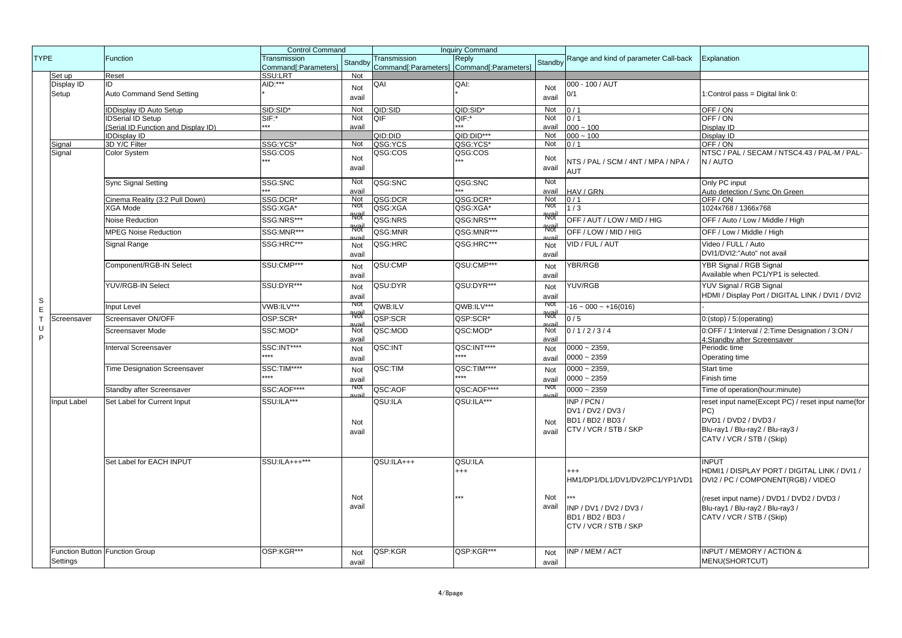| TYPE | | Function | Control Command | | Inquiry Command | | | Range and kind of parameter Call-back | Explanation |
|---|---|---|---|---|---|---|---|---|---|
| | | | Transmission Command[:Parameters] | Standby | Transmission Command[:Parameters] | Reply Command[:Parameters] | Standby | | |
| SETUP | Set up | Reset | SSU:LRT | Not | | | | | |
| | Display ID Setup | ID<br>Auto Command Send Setting | AID:***<br>* | Not avail | QAI | QAI:<br>* | Not avail | 000 - 100 / AUT<br>0/1 | <br>1:Control pass = Digital link 0: |
| | | IDDisplay ID Auto Setup | SID:SID* | Not | QID:SID | QID:SID* | Not | 0 / 1 | OFF / ON |
| | | IDSerial ID Setup<br>(Serial ID Function and Display ID) | SIF:*<br>*** | Not avail | QIF | QIF:*<br>*** | Not avail | 0 / 1<br>000 ~ 100 | OFF / ON<br>Display ID |
| | | IDDisplay ID | | | QID:DID | QID:DID*** | Not | 000 ~ 100 | Display ID |
| | Signal | 3D Y/C Filter | SSG:YCS* | Not | QSG:YCS | QSG:YCS* | Not | 0 / 1 | OFF / ON |
| | Signal | Color System | SSG:COS<br>*** | Not avail | QSG:COS | QSG:COS<br>*** | Not avail | NTS / PAL / SCM / 4NT / MPA / NPA / AUT | NTSC / PAL / SECAM / NTSC4.43 / PAL-M / PAL-N / AUTO |
| | | Sync Signal Setting | SSG:SNC<br>*** | Not avail | QSG:SNC | QSG:SNC<br>*** | Not avail | HAV / GRN | Only PC input<br>Auto detection / Sync On Green |
| | | Cinema Reality (3:2 Pull Down) | SSG:DCR* | Not | QSG:DCR | QSG:DCR* | Not | 0 / 1 | OFF / ON |
| | | XGA Mode | SSG:XGA* | Not avail | QSG:XGA | QSG:XGA* | Not avail | 1 / 3 | 1024x768 / 1366x768 |
| | | Noise Reduction | SSG:NRS*** | Not avail | QSG:NRS | QSG:NRS*** | Not avail | OFF / AUT / LOW / MID / HIG | OFF / Auto / Low / Middle / High |
| | | MPEG Noise Reduction | SSG:MNR*** | Not avail | QSG:MNR | QSG:MNR*** | Not avail | OFF / LOW / MID / HIG | OFF / Low / Middle / High |
| | | Signal Range | SSG:HRC*** | Not avail | QSG:HRC | QSG:HRC*** | Not avail | VID / FUL / AUT | Video / FULL / Auto<br>DVI1/DVI2:"Auto" not avail |
| | | Component/RGB-IN Select | SSU:CMP*** | Not avail | QSU:CMP | QSU:CMP*** | Not avail | YBR/RGB | YBR Signal / RGB Signal<br>Available when PC1/YP1 is selected. |
| | | YUV/RGB-IN Select | SSU:DYR*** | Not avail | QSU:DYR | QSU:DYR*** | Not avail | YUV/RGB | YUV Signal / RGB Signal<br>HDMI / Display Port / DIGITAL LINK / DVI1 / DVI2 |
| | | Input Level | VWB:ILV*** | Not avail | QWB:ILV | QWB:ILV*** | Not avail | -16 ~ 000 ~ +16(016) | - |
| | Screensaver | Screensaver ON/OFF | OSP:SCR* | Not avail | QSP:SCR | QSP:SCR* | Not avail | 0 / 5 | 0:(stop) / 5:(operating) |
| | | Screensaver Mode | SSC:MOD* | Not avail | QSC:MOD | QSC:MOD* | Not avail | 0 / 1 / 2 / 3 / 4 | 0:OFF / 1:Interval / 2:Time Designation / 3:ON / 4:Standby after Screensaver |
| | | Interval Screensaver | SSC:INT****<br>**** | Not avail | QSC:INT | QSC:INT****<br>**** | Not avail | 0000 ~ 2359,<br>0000 ~ 2359 | Periodic time<br>Operating time |
| | | Time Designation Screensaver | SSC:TIM****<br>**** | Not avail | QSC:TIM | QSC:TIM****<br>**** | Not avail | 0000 ~ 2359,<br>0000 ~ 2359 | Start time<br>Finish time |
| | | Standby after Screensaver | SSC:AOF**** | Not avail | QSC:AOF | QSC:AOF**** | Not avail | 0000 ~ 2359 | Time of operation(hour:minute) |
| | Input Label | Set Label for Current Input | SSU:ILA*** | Not avail | QSU:ILA | QSU:ILA*** | Not avail | INP / PCN /<br>DV1 / DV2 / DV3 /<br>BD1 / BD2 / BD3 /<br>CTV / VCR / STB / SKP | reset input name(Except PC) / reset input name(for PC)<br>DVD1 / DVD2 / DVD3 /<br>Blu-ray1 / Blu-ray2 / Blu-ray3 /<br>CATV / VCR / STB / (Skip) |
| | | Set Label for EACH INPUT | SSU:ILA+++*** | Not avail | QSU:ILA+++ | QSU:ILA<br>+++<br><br>*** | Not avail | +++<br>HM1/DP1/DL1/DV1/DV2/PC1/YP1/VD1<br><br>***<br>INP / DV1 / DV2 / DV3 /<br>BD1 / BD2 / BD3 /<br>CTV / VCR / STB / SKP | INPUT<br>HDMI1 / DISPLAY PORT / DIGITAL LINK / DVI1 / DVI2 / PC / COMPONENT(RGB) / VIDEO<br><br>(reset input name) / DVD1 / DVD2 / DVD3 /<br>Blu-ray1 / Blu-ray2 / Blu-ray3 /<br>CATV / VCR / STB / (Skip) |
| | Function Button Settings | Function Group | OSP:KGR*** | Not avail | QSP:KGR | QSP:KGR*** | Not avail | INP / MEM / ACT | INPUT / MEMORY / ACTION & MENU(SHORTCUT) |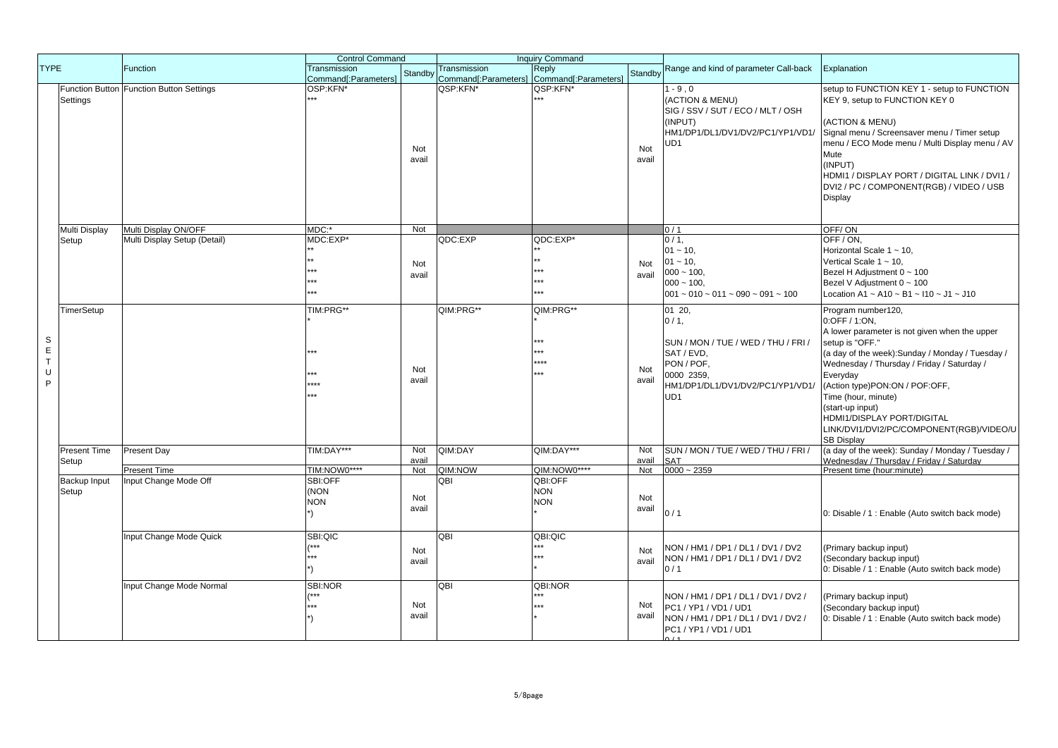| TYPE | | Function | Control Command | | Inquiry Command | | | Range and kind of parameter Call-back | Explanation |
|---|---|---|---|---|---|---|---|---|---|
| | | | Transmission Command[:Parameters] | Standby | Transmission Command[:Parameters] | Reply Command[:Parameters] | Standby | | |
| SETUP | Function Button Settings | Function Button Settings | OSP:KFN*<br>*** | Not avail | QSP:KFN* | QSP:KFN*<br>*** | Not avail | 1 - 9 , 0<br>(ACTION & MENU)<br>SIG / SSV / SUT / ECO / MLT / OSH<br>(INPUT)<br>HM1/DP1/DL1/DV1/DV2/PC1/YP1/VD1/UD1 | setup to FUNCTION KEY 1 - setup to FUNCTION KEY 9, setup to FUNCTION KEY 0<br><br>(ACTION & MENU)<br>Signal menu / Screensaver menu / Timer setup menu / ECO Mode menu / Multi Display menu / AV Mute<br>(INPUT)<br>HDMI1 / DISPLAY PORT / DIGITAL LINK / DVI1 / DVI2 / PC / COMPONENT(RGB) / VIDEO / USB Display |
| | Multi Display Setup | Multi Display ON/OFF | MDC:* | Not | | | | 0 / 1 | OFF/ ON |
| | | Multi Display Setup (Detail) | MDC:EXP*<br>**<br>**<br>***<br>***<br>*** | Not avail | QDC:EXP | QDC:EXP*<br>**<br>**<br>***<br>***<br>*** | Not avail | 0 / 1,<br>01 ~ 10,<br>01 ~ 10,<br>000 ~ 100,<br>000 ~ 100,<br>001 ~ 010 ~ 011 ~ 090 ~ 091 ~ 100 | OFF / ON,<br>Horizontal Scale 1 ~ 10,<br>Vertical Scale 1 ~ 10,<br>Bezel H Adjustment 0 ~ 100<br>Bezel V Adjustment 0 ~ 100<br>Location A1 ~ A10 ~ B1 ~ I10 ~ J1 ~ J10 |
| | TimerSetup | | TIM:PRG**<br>*<br><br>***<br><br>***<br>****<br>*** | Not avail | QIM:PRG** | QIM:PRG**<br>*<br><br>***<br>***<br>****<br>*** | Not avail | 01 20,<br>0 / 1,<br><br>SUN / MON / TUE / WED / THU / FRI / SAT / EVD,<br>PON / POF,<br>0000 2359,<br>HM1/DP1/DL1/DV1/DV2/PC1/YP1/VD1/UD1 | Program number120,<br>0:OFF / 1:ON,<br>A lower parameter is not given when the upper setup is "OFF."<br>(a day of the week):Sunday / Monday / Tuesday / Wednesday / Thursday / Friday / Saturday / Everyday<br>(Action type)PON:ON / POF:OFF,<br>Time (hour, minute)<br>(start-up input)<br>HDMI1/DISPLAY PORT/DIGITAL LINK/DVI1/DVI2/PC/COMPONENT(RGB)/VIDEO/USB Display |
| | Present Time Setup | Present Day | TIM:DAY*** | Not avail | QIM:DAY | QIM:DAY*** | Not avail | SUN / MON / TUE / WED / THU / FRI / SAT | (a day of the week): Sunday / Monday / Tuesday / Wednesday / Thursday / Friday / Saturday |
| | | Present Time | TIM:NOW0**** | Not | QIM:NOW | QIM:NOW0**** | Not | 0000 ~ 2359 | Present time (hour:minute) |
| | Backup Input Setup | Input Change Mode Off | SBI:OFF<br>(NON<br>NON<br>*) | Not avail | QBI | QBI:OFF<br>NON<br>NON<br>* | Not avail | 0 / 1 | 0: Disable / 1 : Enable (Auto switch back mode) |
| | | Input Change Mode Quick | SBI:QIC<br>(***<br>***<br>*) | Not avail | QBI | QBI:QIC<br>***<br>***<br>* | Not avail | NON / HM1 / DP1 / DL1 / DV1 / DV2<br>NON / HM1 / DP1 / DL1 / DV1 / DV2<br>0 / 1 | (Primary backup input)<br>(Secondary backup input)<br>0: Disable / 1 : Enable (Auto switch back mode) |
| | | Input Change Mode Normal | SBI:NOR<br>(***<br>***<br>*) | Not avail | QBI | QBI:NOR<br>***<br>***<br>* | Not avail | NON / HM1 / DP1 / DL1 / DV1 / DV2 / PC1 / YP1 / VD1 / UD1<br>NON / HM1 / DP1 / DL1 / DV1 / DV2 / PC1 / YP1 / VD1 / UD1<br>0 / 1 | (Primary backup input)<br>(Secondary backup input)<br>0: Disable / 1 : Enable (Auto switch back mode) |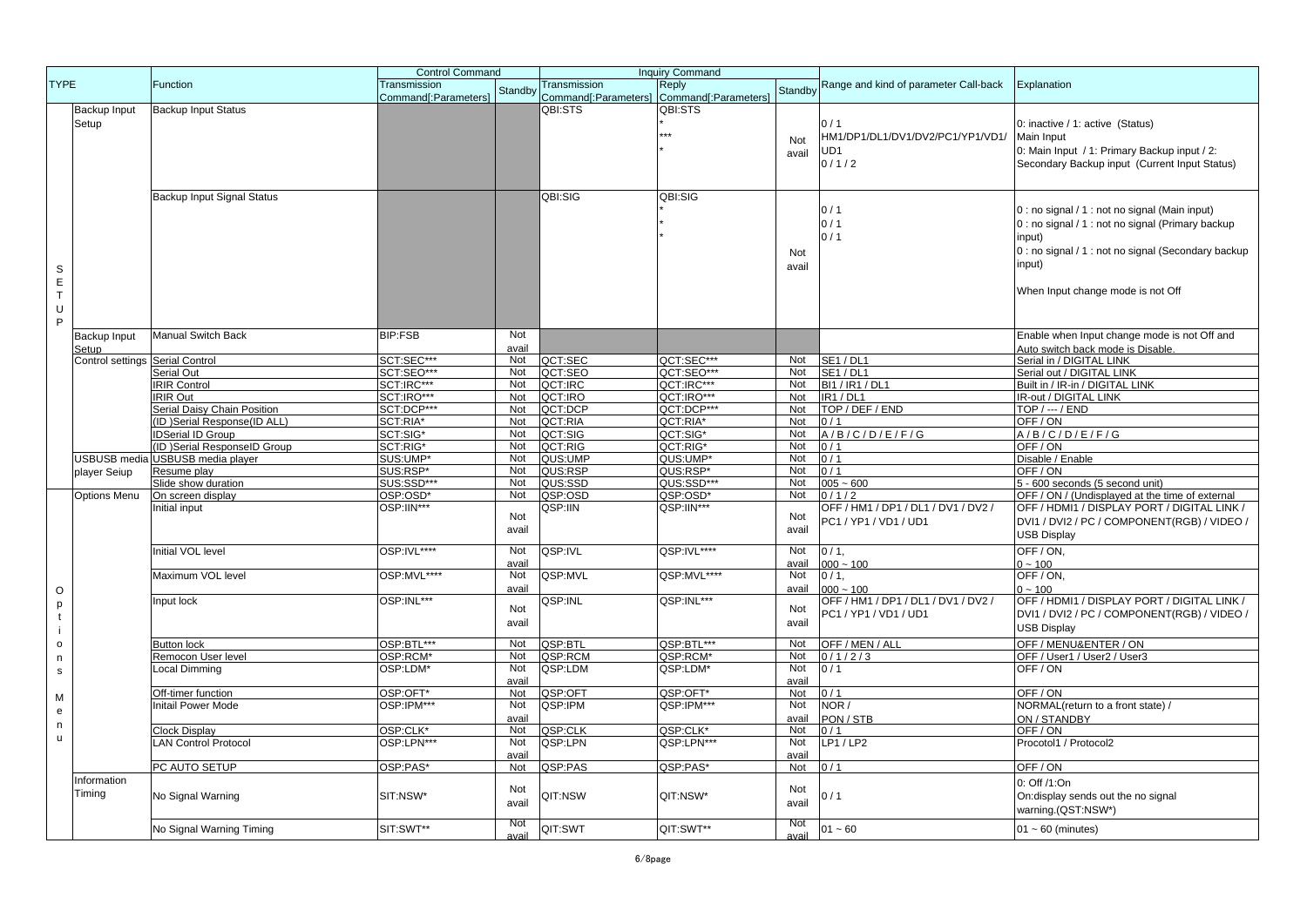| TYPE | | Function | Control Command | | Inquiry Command | | | Range and kind of parameter Call-back | Explanation |
|---|---|---|---|---|---|---|---|---|---|
| | | | Transmission Command[:Parameters] | Standby | Transmission Command[:Parameters] | Reply Command[:Parameters] | Standby | | |
| SETUP | Backup Input Setup | Backup Input Status | | | QBI:STS | QBI:STS<br>*<br>***<br>* | Not avail | 0 / 1<br>HM1/DP1/DL1/DV1/DV2/PC1/YP1/VD1/UD1<br>0 / 1 / 2 | 0: inactive / 1: active (Status)<br>Main Input<br>0: Main Input / 1: Primary Backup input / 2: Secondary Backup input (Current Input Status) |
| | | Backup Input Signal Status | | | QBI:SIG | QBI:SIG<br>*<br>*<br>* | Not avail | 0 / 1<br>0 / 1<br>0 / 1 | 0 : no signal / 1 : not no signal (Main input)<br>0 : no signal / 1 : not no signal (Primary backup input)<br>0 : no signal / 1 : not no signal (Secondary backup input)<br><br>When Input change mode is not Off |
| | Backup Input Setup | Manual Switch Back | BIP:FSB | Not avail | | | | | Enable when Input change mode is not Off and Auto switch back mode is Disable. |
| | Control settings | Serial Control | SCT:SEC*** | Not | QCT:SEC | QCT:SEC*** | Not | SE1 / DL1 | Serial in / DIGITAL LINK |
| | | Serial Out | SCT:SEO*** | Not | QCT:SEO | QCT:SEO*** | Not | SE1 / DL1 | Serial out / DIGITAL LINK |
| | | IRIR Control | SCT:IRC*** | Not | QCT:IRC | QCT:IRC*** | Not | BI1 / IR1 / DL1 | Built in / IR-in / DIGITAL LINK |
| | | IRIR Out | SCT:IRO*** | Not | QCT:IRO | QCT:IRO*** | Not | IR1 / DL1 | IR-out / DIGITAL LINK |
| | | Serial Daisy Chain Position | SCT:DCP*** | Not | QCT:DCP | QCT:DCP*** | Not | TOP / DEF / END | TOP / --- / END |
| | | (ID )Serial Response(ID ALL) | SCT:RIA* | Not | QCT:RIA | QCT:RIA* | Not | 0 / 1 | OFF / ON |
| | | IDSerial ID Group | SCT:SIG* | Not | QCT:SIG | QCT:SIG* | Not | A / B / C / D / E / F / G | A / B / C / D / E / F / G |
| | | (ID )Serial ResponseID Group | SCT:RIG* | Not | QCT:RIG | QCT:RIG* | Not | 0 / 1 | OFF / ON |
| | USBUSB media player Seiup | USBUSB media player | SUS:UMP* | Not | QUS:UMP | QUS:UMP* | Not | 0 / 1 | Disable / Enable |
| | | Resume play | SUS:RSP* | Not | QUS:RSP | QUS:RSP* | Not | 0 / 1 | OFF / ON |
| | | Slide show duration | SUS:SSD*** | Not | QUS:SSD | QUS:SSD*** | Not | 005 ~ 600 | 5 - 600 seconds (5 second unit) |
| Options Menu | Options Menu | On screen display | OSP:OSD* | Not | QSP:OSD | QSP:OSD* | Not | 0 / 1 / 2 | OFF / ON / (Undisplayed at the time of external |
| | | Initial input | OSP:IIN*** | Not avail | QSP:IIN | QSP:IIN*** | Not avail | OFF / HM1 / DP1 / DL1 / DV1 / DV2 / PC1 / YP1 / VD1 / UD1 | OFF / HDMI1 / DISPLAY PORT / DIGITAL LINK / DVI1 / DVI2 / PC / COMPONENT(RGB) / VIDEO / USB Display |
| | | Initial VOL level | OSP:IVL**** | Not avail | QSP:IVL | QSP:IVL**** | Not avail | 0 / 1,<br>000 ~ 100 | OFF / ON,<br>0 ~ 100 |
| | | Maximum VOL level | OSP:MVL**** | Not avail | QSP:MVL | QSP:MVL**** | Not avail | 0 / 1,<br>000 ~ 100 | OFF / ON,<br>0 ~ 100 |
| | | Input lock | OSP:INL*** | Not avail | QSP:INL | QSP:INL*** | Not avail | OFF / HM1 / DP1 / DL1 / DV1 / DV2 / PC1 / YP1 / VD1 / UD1 | OFF / HDMI1 / DISPLAY PORT / DIGITAL LINK / DVI1 / DVI2 / PC / COMPONENT(RGB) / VIDEO / USB Display |
| | | Button lock | OSP:BTL*** | Not | QSP:BTL | QSP:BTL*** | Not | OFF / MEN / ALL | OFF / MENU&ENTER / ON |
| | | Remocon User level | OSP:RCM* | Not | QSP:RCM | QSP:RCM* | Not | 0 / 1 / 2 / 3 | OFF / User1 / User2 / User3 |
| | | Local Dimming | OSP:LDM* | Not avail | QSP:LDM | QSP:LDM* | Not avail | 0 / 1 | OFF / ON |
| | | Off-timer function | OSP:OFT* | Not | QSP:OFT | QSP:OFT* | Not | 0 / 1 | OFF / ON |
| | | Initail Power Mode | OSP:IPM*** | Not avail | QSP:IPM | QSP:IPM*** | Not avail | NOR /<br>PON / STB | NORMAL(return to a front state) /<br>ON / STANDBY |
| | | Clock Display | OSP:CLK* | Not | QSP:CLK | QSP:CLK* | Not | 0 / 1 | OFF / ON |
| | | LAN Control Protocol | OSP:LPN*** | Not avail | QSP:LPN | QSP:LPN*** | Not avail | LP1 / LP2 | Procotol1 / Protocol2 |
| | | PC AUTO SETUP | OSP:PAS* | Not | QSP:PAS | QSP:PAS* | Not | 0 / 1 | OFF / ON |
| | Information Timing | No Signal Warning | SIT:NSW* | Not avail | QIT:NSW | QIT:NSW* | Not avail | 0 / 1 | 0: Off /1:On<br>On:display sends out the no signal warning.(QST:NSW*) |
| | | No Signal Warning Timing | SIT:SWT** | Not avail | QIT:SWT | QIT:SWT** | Not avail | 01 ~ 60 | 01 ~ 60 (minutes) |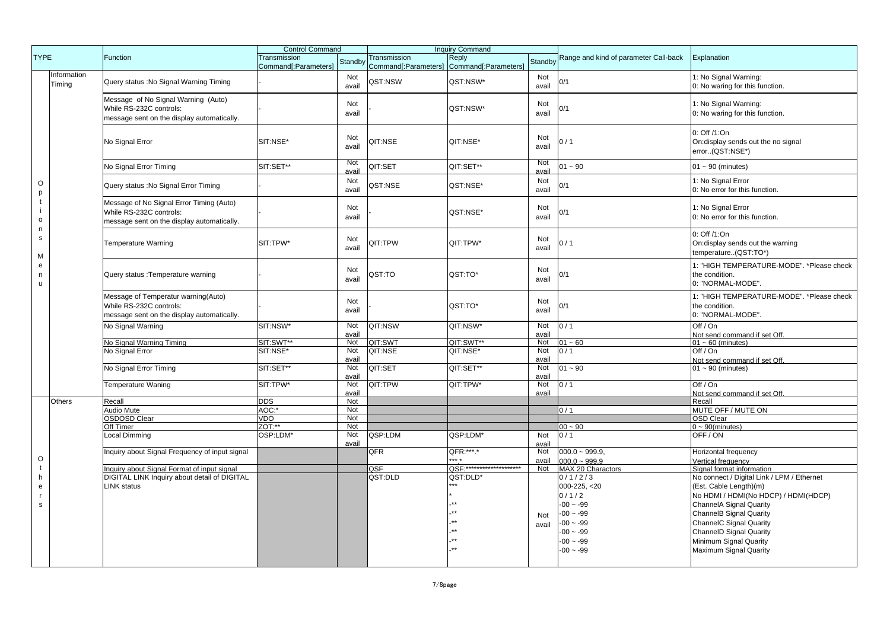| TYPE | | Function | Control Command | | Inquiry Command | | | Range and kind of parameter Call-back | Explanation |
|---|---|---|---|---|---|---|---|---|---|
| | | | Transmission Command[:Parameters] | Standby | Transmission Command[:Parameters] | Reply Command[:Parameters] | Standby | | |
| Options Menu | Information Timing | Query status :No Signal Warning Timing | - | Not avail | QST:NSW | QST:NSW* | Not avail | 0/1 | 1: No Signal Warning:<br>0: No waring for this function. |
| | | Message of No Signal Warning (Auto)<br>While RS-232C controls:<br>message sent on the display automatically. | - | Not avail | - | QST:NSW* | Not avail | 0/1 | 1: No Signal Warning:<br>0: No waring for this function. |
| | | No Signal Error | SIT:NSE* | Not avail | QIT:NSE | QIT:NSE* | Not avail | 0 / 1 | 0: Off /1:On<br>On:display sends out the no signal error..(QST:NSE*) |
| | | No Signal Error Timing | SIT:SET** | Not avail | QIT:SET | QIT:SET** | Not avail | 01 ~ 90 | 01 ~ 90 (minutes) |
| | | Query status :No Signal Error Timing | - | Not avail | QST:NSE | QST:NSE* | Not avail | 0/1 | 1: No Signal Error<br>0: No error for this function. |
| | | Message of No Signal Error Timing (Auto)<br>While RS-232C controls:<br>message sent on the display automatically. | - | Not avail | - | QST:NSE* | Not avail | 0/1 | 1: No Signal Error<br>0: No error for this function. |
| | | Temperature Warning | SIT:TPW* | Not avail | QIT:TPW | QIT:TPW* | Not avail | 0 / 1 | 0: Off /1:On<br>On:display sends out the warning temperature..(QST:TO*) |
| | | Query status :Temperature warning | - | Not avail | QST:TO | QST:TO* | Not avail | 0/1 | 1: "HIGH TEMPERATURE-MODE". *Please check the condition.<br>0: "NORMAL-MODE". |
| | | Message of Temperatur warning(Auto)<br>While RS-232C controls:<br>message sent on the display automatically. | - | Not avail | - | QST:TO* | Not avail | 0/1 | 1: "HIGH TEMPERATURE-MODE". *Please check the condition.<br>0: "NORMAL-MODE". |
| | | No Signal Warning | SIT:NSW* | Not avail | QIT:NSW | QIT:NSW* | Not avail | 0 / 1 | Off / On<br>Not send command if set Off. |
| | | No Signal Warning Timing | SIT:SWT** | Not | QIT:SWT | QIT:SWT** | Not | 01 ~ 60 | 01 ~ 60 (minutes) |
| | | No Signal Error | SIT:NSE* | Not avail | QIT:NSE | QIT:NSE* | Not avail | 0 / 1 | Off / On<br>Not send command if set Off. |
| | | No Signal Error Timing | SIT:SET** | Not avail | QIT:SET | QIT:SET** | Not avail | 01 ~ 90 | 01 ~ 90 (minutes) |
| | | Temperature Waning | SIT:TPW* | Not avail | QIT:TPW | QIT:TPW* | Not avail | 0 / 1 | Off / On<br>Not send command if set Off. |
| Others | Others | Recall | DDS | Not | | | | | Recall |
| | | Audio Mute | AOC:* | Not | | | | 0 / 1 | MUTE OFF / MUTE ON |
| | | OSDOSD Clear | VDO | Not | | | | | OSD Clear |
| | | Off Timer | ZOT:** | Not | | | | 00 ~ 90 | 0 ~ 90(minutes) |
| | | Local Dimming | OSP:LDM* | Not avail | QSP:LDM | QSP:LDM* | Not avail | 0 / 1 | OFF / ON |
| | | Inquiry about Signal Frequency of input signal | | | QFR | QFR:***.*<br>***.* | Not avail | 000.0 ~ 999.9,<br>000.0 ~ 999.9 | Horizontal frequency<br>Vertical frequency |
| | | Inquiry about Signal Format of input signal | | | QSF | QSF:******************** | Not | MAX 20 Charactors | Signal format information |
| | | DIGITAL LINK Inquiry about detail of DIGITAL LINK status | | | QST:DLD | QST:DLD*<br>***<br>*<br>-**<br>-**<br>-**<br>-**<br>-** | Not avail | 0 / 1 / 2 / 3<br>000-225, <20<br>0 / 1 / 2<br>-00 ~ -99<br>-00 ~ -99<br>-00 ~ -99<br>-00 ~ -99<br>-00 ~ -99<br>-00 ~ -99 | No connect / Digital Link / LPM / Ethernet<br>(Est. Cable Length)(m)<br>No HDMI / HDMI(No HDCP) / HDMI(HDCP)<br>ChannelA Signal Quarity<br>ChannelB Signal Quarity<br>ChannelC Signal Quarity<br>ChannelD Signal Quarity<br>Minimum Signal Quarity<br>Maximum Signal Quarity |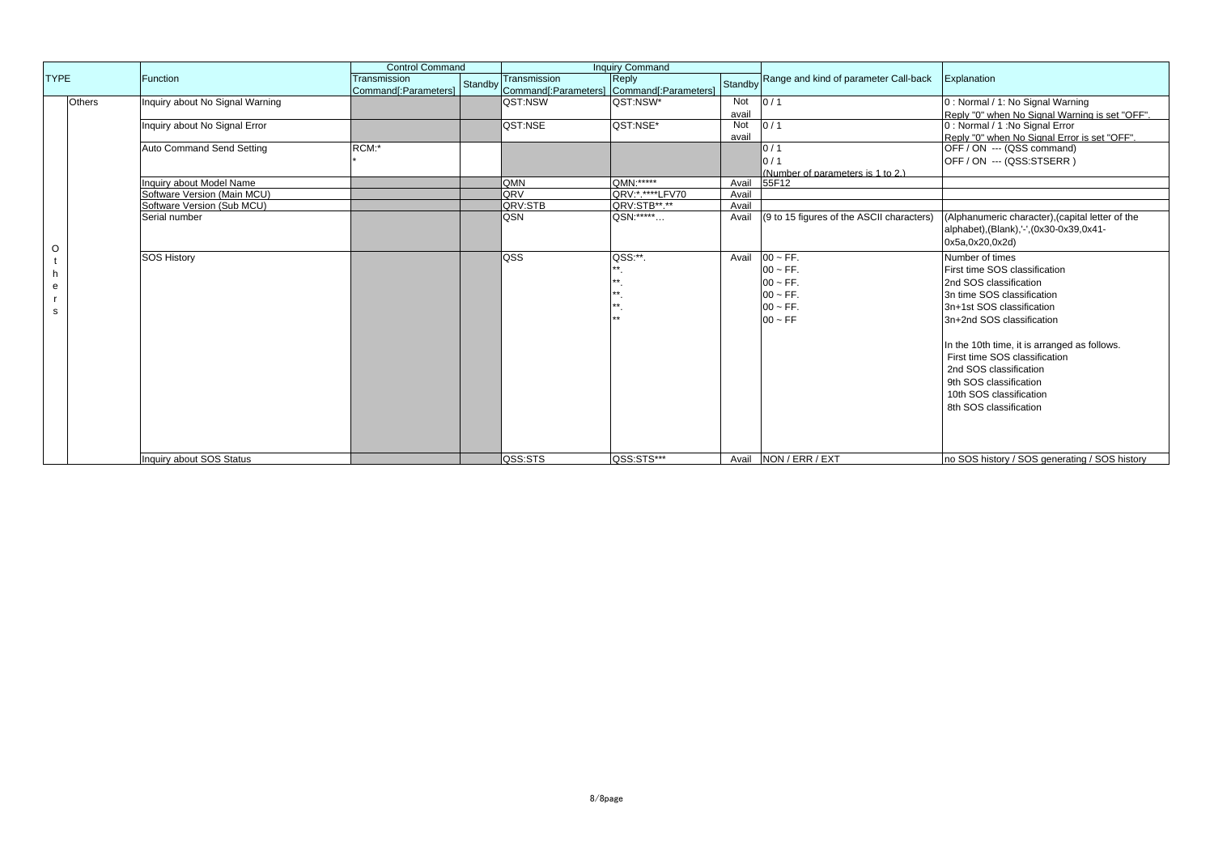| TYPE | | Function | Control Command | | Inquiry Command | | | Range and kind of parameter Call-back | Explanation |
|---|---|---|---|---|---|---|---|---|---|
| | | | Transmission Command[:Parameters] | Standby | Transmission Command[:Parameters] | Reply Command[:Parameters] | Standby | | |
| Others | Others | Inquiry about No Signal Warning | | | QST:NSW | QST:NSW* | Not avail | 0 / 1 | 0 : Normal / 1: No Signal Warning<br>Reply "0" when No Signal Warning is set "OFF". |
| | | Inquiry about No Signal Error | | | QST:NSE | QST:NSE* | Not avail | 0 / 1 | 0 : Normal / 1 :No Signal Error<br>Reply "0" when No Signal Error is set "OFF". |
| | | Auto Command Send Setting | RCM:*<br>* | | | | | 0 / 1<br>0 / 1<br>(Number of parameters is 1 to 2.) | OFF / ON --- (QSS command)<br>OFF / ON --- (QSS:STSERR ) |
| | | Inquiry about Model Name | | | QMN | QMN:***** | Avail | 55F12 | |
| | | Software Version (Main MCU) | | | QRV | QRV:*.****LFV70 | Avail | | |
| | | Software Version (Sub MCU) | | | QRV:STB | QRV:STB**.** | Avail | | |
| | | Serial number | | | QSN | QSN:*****… | Avail | (9 to 15 figures of the ASCII characters) | (Alphanumeric character),(capital letter of the alphabet),(Blank),'-',(0x30-0x39,0x41-0x5a,0x20,0x2d) |
| | | SOS History | | | QSS | QSS:**.<br>**.<br>**.<br>**.<br>**.<br>** | Avail | 00 ~ FF.<br>00 ~ FF.<br>00 ~ FF.<br>00 ~ FF.<br>00 ~ FF.<br>00 ~ FF | Number of times<br>First time SOS classification<br>2nd SOS classification<br>3n time SOS classification<br>3n+1st SOS classification<br>3n+2nd SOS classification<br><br>In the 10th time, it is arranged as follows.<br>First time SOS classification<br>2nd SOS classification<br>9th SOS classification<br>10th SOS classification<br>8th SOS classification |
| | | Inquiry about SOS Status | | | QSS:STS | QSS:STS*** | Avail | NON / ERR / EXT | no SOS history / SOS generating / SOS history |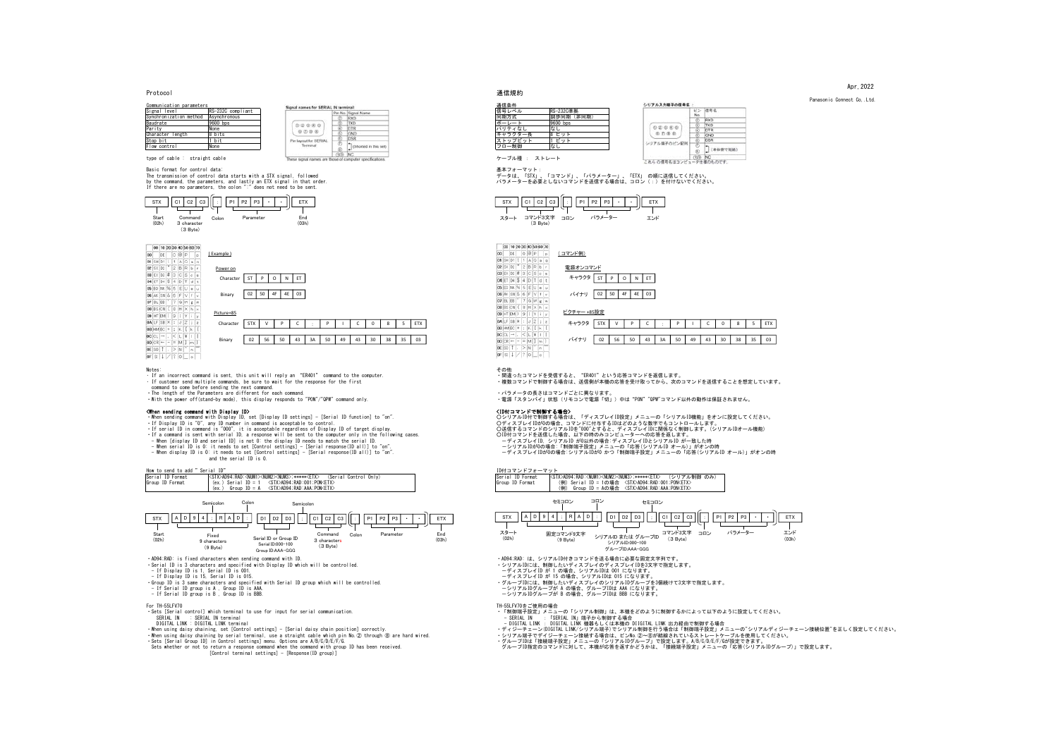Apr,2022

Panasonic Connect Co.,Ltd.

# Protocol

Communication parameters

| | |
|---|---|
| Signal level | RS-232C compliant |
| Synchronization method | Asynchronous |
| Baudrate | 9600 bps |
| Parity | None |
| Character length | 8 bits |
| Stop bit | 1 bit |
| Flow control | None |

Signal names for SERIAL IN terminal

| Pin No. | Signal Name |
|---|---|
| ① | NC |
| ② | RXD |
| ③ | TXD |
| ④ | DTR |
| ⑤ | GND |
| ⑥ | DSR |
| ⑦ | (Shorted in this set) |
| ⑧ | |
| ⑨ | NC |

Pin layout for SERIAL Terminal

These signal names are those of computer specifications

type of cable : straight cable

Basic format for control data:
The transmission of control data starts with a STX signal, followed by the command, the parameters, and lastly an ETX signal in that order.
If there are no parameters, the colon ":" does not need to be sent.

STX | C1 C2 C3 | : | P1 P2 P3 ・ ・ | ETX

Start (02h) — Command 3 character (3 Byte) — Colon — Parameter — End (03h)

(Example)

Power on

| | | | | | |
|---|---|---|---|---|---|
| Character | ST | P | O | N | ET |
| Binary | 02 | 50 | 4F | 4E | 03 |

Picture=85

| | | | | | | | | | | | |
|---|---|---|---|---|---|---|---|---|---|---|---|
| Character | STX | V | P | C | : | P | I | C | 0 | 8 | 5 | ETX |
| Binary | 02 | 56 | 50 | 43 | 3A | 50 | 49 | 43 | 30 | 38 | 35 | 03 |

Notes:
- If an incorrect command is sent, this unit will reply an "ER401" command to the computer.
- If customer send multiple commands, be sure to wait for the response for the first command to come before sending the next command.
- The length of the Parameters are different for each command.
- With the power off(stand-by mode), this display responds to "PON"/"QPW" command only.

**<When sending command with Display ID>**
- When sending command with Display ID, set [Display ID settings] - [Serial ID function] to "on".
- If Display ID is "0", any ID number in command is acceptable to control.
- If serial ID in command is "000", it is acceptable regardless of Display ID of target display.
- If a command is sent with serial ID, a response will be sent to the computer only in the following cases.
  - When [display ID and serial ID] is not 0: the display ID needs to match the serial ID.
  - When serial ID is 0: it needs to set [Control settings] - [Serial response(ID all)] to "on".
  - When display ID is 0: it needs to set [Control settings] - [Serial response(ID all)] to "on". and the serial ID is 0.

How to send to add " Serial ID"

| | |
|---|---|
| Serial ID Format | <STX>AD94:RAD:<NUM1><NUM2><NUM3>;*****<ETX> (Serial Control Only)<br>(ex.) Serial ID = 1 <STX>AD94:RAD:001:PON<ETX> |
| Group ID Format | (ex.) Group ID = A <STX>AD94:RAD:AAA:PON<ETX> |

STX | A D 9 4 ; R A D ; | D1 D2 D3 | ; | C1 C2 C3 | : | P1 P2 P3 ・ ・ | ETX

Start (02h) — Semicolon — Fixed 9 characters (9 Byte) — Colon — Serial ID or Group ID (Serial ID:000-100, Group ID:AAA-GGG) — Semicolon — Command 3 characters (3 Byte) — Colon — Parameter — End (03h)

- AD94:RAD: is fixed characters when sending command with ID.
- Serial ID is 3 characters and specified with Display ID which will be controlled.
  - If Display ID is 1, Serial ID is 001.
  - If Display ID is 15, Serial ID is 015.
- Group ID is 3 same characters and specified with Serial ID group which will be controlled.
  - If Serial ID group is A , Group ID is AAA.
  - If Serial ID group is B , Group ID is BBB.

For TH-55LFV70
- Sets [Serial control] which terminal to use for input for serial communication.
  SERIAL IN : SERIAL IN terminal
  DIGITAL LINK : DIGITAL LINK terminal
- When using daisy chaining, set [Control settings] - [Serial daisy chain position] correctly.
- When using daisy chaining by serial terminal, use a straight cable which pin No.② through ⑧ are hard wired.
- Sets [Serial Group ID] in Control settings] menu. Options are A/B/C/D/E/F/G.
  Sets whether or not to return a response command when the command with group ID has been received.
  [Control terminal settings] - [Response(ID group)]

# 通信規約

通信条件

| | |
|---|---|
| 信号レベル | RS-232C準拠 |
| 同期方式 | 調歩同期（非同期） |
| ボーレート | 9600 bps |
| パリティなし | なし |
| キャラクター長 | 8 ビット |
| ストップビット | 1 ビット |
| フロー制御 | なし |

シリアル入力端子の信号名：

| ピンNo | 信号名 |
|---|---|
| ① | NC |
| ② | RXD |
| ③ | TXD |
| ④ | DTR |
| ⑤ | GND |
| ⑥ | DSR |
| ⑦ | （本体側で短絡） |
| ⑧ | |
| ⑨ | NC |

シリアル端子のピン配列

これらの信号名はコンピュータ仕様のものです。

ケーブル種 ： ストレート

基本フォーマット：
データは、「STX」、「コマンド」、「パラメーター」、「ETX」 の順に送信してください。
パラメーターを必要としないコマンドを送信する場合は、コロン（：）を付けないでください。

STX | C1 C2 C3 | : | P1 P2 P3 ・ ・ | ETX

スタート — コマンド3文字（3 Byte） — コロン — パラメーター — エンド

（コマンド例）

電源オンコマンド

| | | | | | |
|---|---|---|---|---|---|
| キャラクタ | ST | P | O | N | ET |
| バイナリ | 02 | 50 | 4F | 4E | 03 |

ピクチャー＋85設定

| | | | | | | | | | | | |
|---|---|---|---|---|---|---|---|---|---|---|---|
| キャラクタ | STX | V | P | C | : | P | I | C | 0 | 8 | 5 | ETX |
| バイナリ | 02 | 56 | 50 | 43 | 3A | 50 | 49 | 43 | 30 | 38 | 35 | 03 |

その他
- 間違ったコマンドを受信すると、"ER401" という応答コマンドを返信します。
- 複数コマンドで制御する場合は、送信側が本機の応答を受け取ってから、次のコマンドを送信することを想定しています。
- パラメータの長さはコマンドごとに異なります。
- 電源「スタンバイ」状態（リモコンで電源「切」）中は "PON" "QPW"コマンド以外の動作は保証されません。

**<ID付コマンドで制御する場合>**
○シリアルID付で制御する場合は、「ディスプレイID設定」メニューの「シリアルID機能」をオンに設定してください。
○ディスプレイIDが0の場合、コマンドに付与するIDはどのような数字でもコントロールします。
○送信するコマンドのシリアルIDを"000"とすると、ディスプレイIDに関係なく制御します。（シリアルIDオール機能）
○ID付コマンドを送信した場合、以下の時のみコンピューターへの応答を返します。
  ーディスプレイID、シリアルID が0以外の場合：ディスプレイIDとシリアルID が一致した時
  ーシリアルIDが0の場合：「制御端子設定」メニューの「応答(シリアルID オール)」がオンの時
  ーディスプレイIDが0の場合：シリアルIDが0 かつ「制御端子設定」メニューの「応答(シリアルID オール)」がオンの時

ID付コマンドフォーマット

| | |
|---|---|
| Serial ID Format | <STX>AD94:RAD:<NUM1><NUM2><NUM3>;*****<ETX> （シリアル制御 のみ）<br>（例） Serial ID = 1の場合 <STX>AD94:RAD:001:PON<ETX> |
| Group ID Format | （例） Group ID = Aの場合 <STX>AD94:RAD:AAA:PON<ETX> |

STX | A D 9 4 ; R A D ; | D1 D2 D3 | ; | C1 C2 C3 | : | P1 P2 P3 ・ ・ | ETX

スタート(02h) — セミコロン — 固定コマンド9文字（9 Byte） — コロン — シリアルID または グループID（シリアルID:000-100、グループID:AAA-GGG） — セミコロン — コマンド3文字（3 Byte） — コロン — パラメーター — エンド(03h)

- AD94:RAD: は、シリアルID付きコマンドを送る場合に必要な固定文字列です。
- シリアルIDには、制御したいディスプレイのディスプレイIDを3文字で指定します。
  ーディスプレイID が 1 の場合、シリアルIDは 001 になります。
  ーディスプレイID が 15 の場合、シリアルIDは 015 になります。
- グループIDには、制御したいディスプレイのシリアルIDグループを3個続けて3文字で指定します。
  ーシリアルIDグループが A の場合、グループIDは AAA になります。
  ーシリアルIDグループが B の場合、グループIDは BBB になります。

TH-55LFV70をご使用の場合
- 「制御端子設定」メニューの「シリアル制御」は、本機をどのように制御するかによって以下のように設定してください。
  - SERIAL IN ：「SERIAL IN」端子から制御する場合
  - DIGITAL LINK ： DIGITAL LINK 機器もしくは本機の DIGITAL LINK 出力経由で制御する場合
- デイジーチェーン(DIGITAL LINK/シリアル端子)でシリアル制御を行う場合は「制御端子設定」メニューの"シリアルディジーチェーン接続位置"を正しく設定してください。
- シリアル端子でデイジーチェーン接続する場合は、ピンNo.②～⑧が結線されているストレートケーブルを使用してください。
- グループIDは「接続端子設定」メニューの「シリアルIDグループ」で設定できます。A/B/C/D/E/F/Gが設定できます。
  グループID指定のコマンドに対して、本機が応答を返すかどうかは、「接続端子設定」メニューの「応答(シリアルIDグループ)」で設定します。